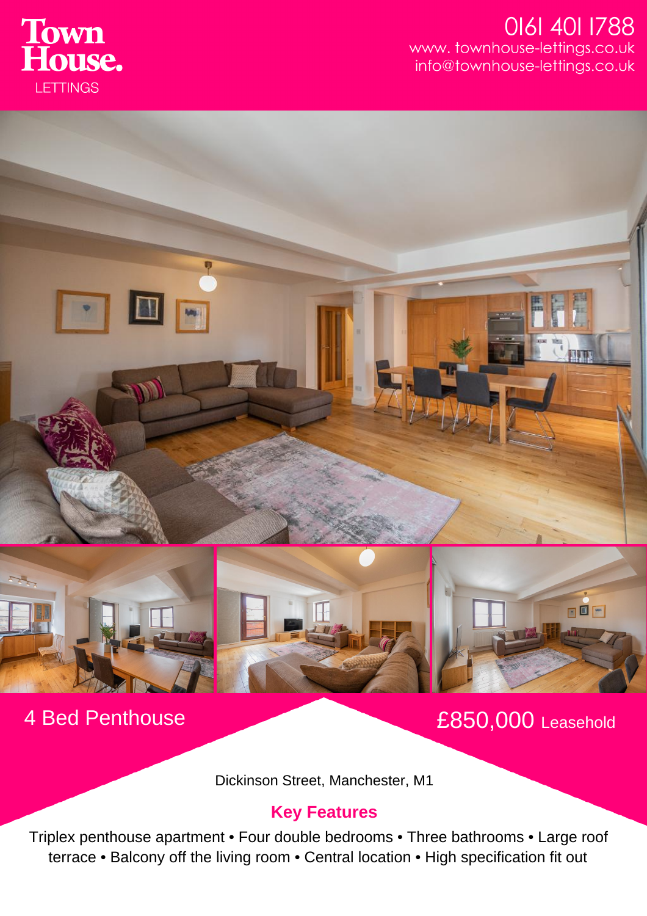Town House.
LETTINGS

0161 401 1788
www. townhouse-lettings.co.uk
info@townhouse-lettings.co.uk

# 4 Bed Penthouse

## £850,000 Leasehold

Dickinson Street, Manchester, M1

### Key Features

Triplex penthouse apartment • Four double bedrooms • Three bathrooms • Large roof terrace • Balcony off the living room • Central location • High specification fit out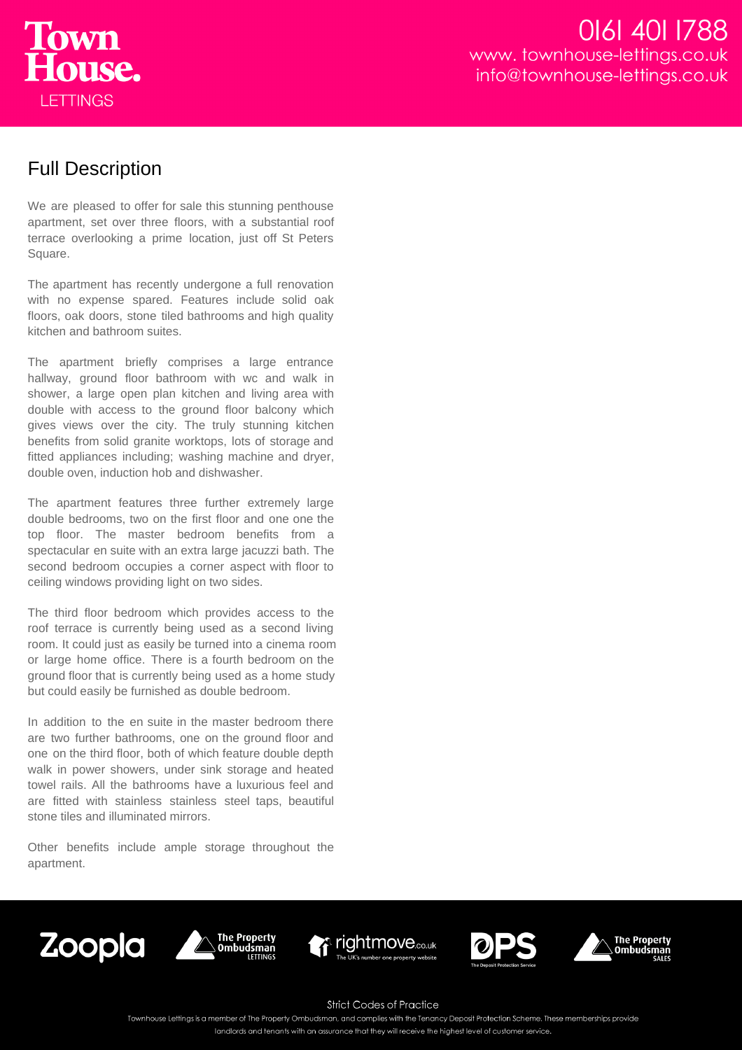## Full Description

We are pleased to offer for sale this stunning penthouse apartment, set over three floors, with a substantial roof terrace overlooking a prime location, just off St Peters Square.

The apartment has recently undergone a full renovation with no expense spared. Features include solid oak floors, oak doors, stone tiled bathrooms and high quality kitchen and bathroom suites.

The apartment briefly comprises a large entrance hallway, ground floor bathroom with wc and walk in shower, a large open plan kitchen and living area with double with access to the ground floor balcony which gives views over the city. The truly stunning kitchen benefits from solid granite worktops, lots of storage and fitted appliances including; washing machine and dryer, double oven, induction hob and dishwasher.

The apartment features three further extremely large double bedrooms, two on the first floor and one one the top floor. The master bedroom benefits from a spectacular en suite with an extra large jacuzzi bath. The second bedroom occupies a corner aspect with floor to ceiling windows providing light on two sides.

The third floor bedroom which provides access to the roof terrace is currently being used as a second living room. It could just as easily be turned into a cinema room or large home office. There is a fourth bedroom on the ground floor that is currently being used as a home study but could easily be furnished as double bedroom.

In addition to the en suite in the master bedroom there are two further bathrooms, one on the ground floor and one on the third floor, both of which feature double depth walk in power showers, under sink storage and heated towel rails. All the bathrooms have a luxurious feel and are fitted with stainless stainless steel taps, beautiful stone tiles and illuminated mirrors.

Other benefits include ample storage throughout the apartment.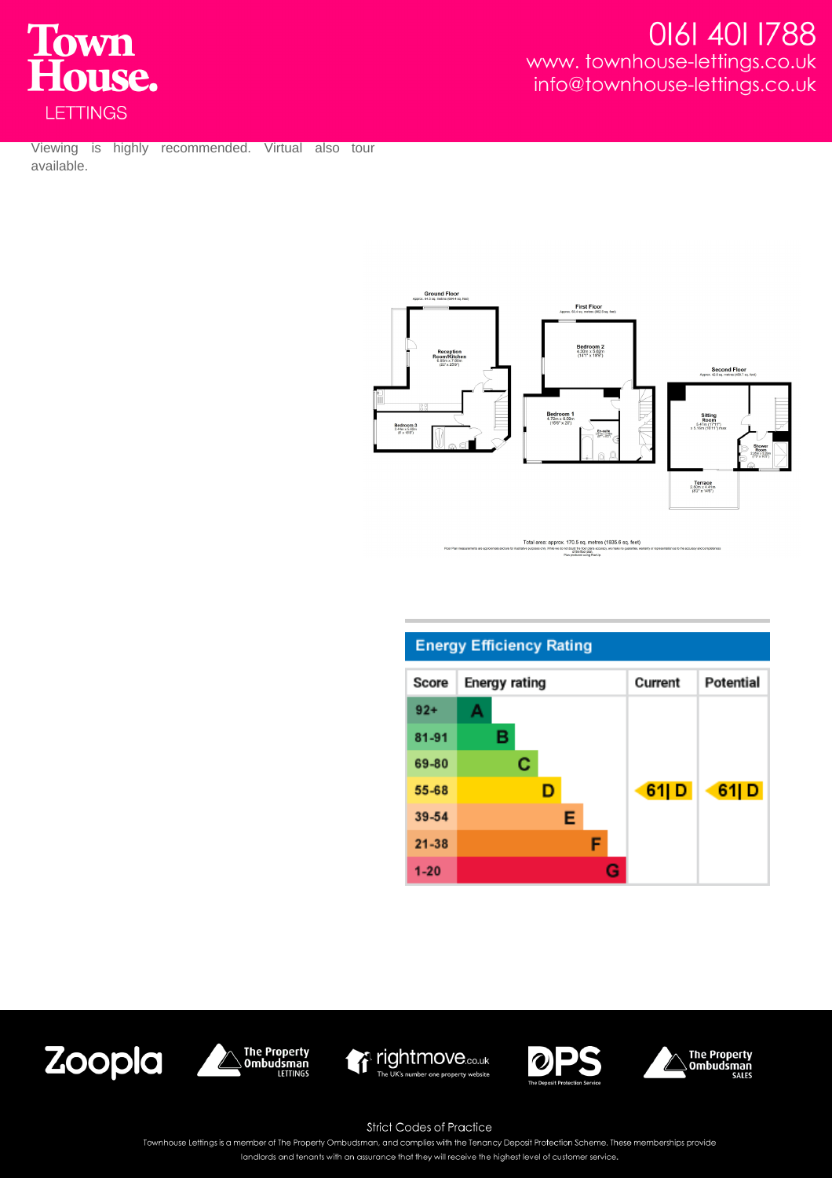Viewing is highly recommended. Virtual also tour available.

Ground Floor
Approx. 84.3 sq. metres (684.4 sq. feet)

Reception Room/Kitchen
6.85m x 7.90m
(22' x 25'9")

Bedroom 3
2.44m x 3.02m
(8' x 9'11")

First Floor
Approx. 60.4 sq. metres (662.9 sq. feet)

Bedroom 2
4.30m x 5.62m
(14'1" x 18'5")

Bedroom 1
4.72m x 6.09m
(15'6" x 20')

En-suite

Second Floor
Approx. 42.0 sq. metres (458.1 sq. feet)

Sitting Room
3.41m (11'2")
x 5.15m (16'11") max

Shower Room

Terrace
2.50m x 4.41m
(8'2" x 14'6")

Total area: approx. 170.5 sq. metres (1835.6 sq. feet)

Energy Efficiency Rating

Score | Energy rating | Current | Potential

92+ A
81-91 B
69-80 C
55-68 D
39-54 E
21-38 F
1-20 G

Current: 61 | D
Potential: 61 | D

Strict Codes of Practice

Townhouse Lettings is a member of The Property Ombudsman, and complies with the Tenancy Deposit Protection Scheme. These memberships provide landlords and tenants with an assurance that they will receive the highest level of customer service.